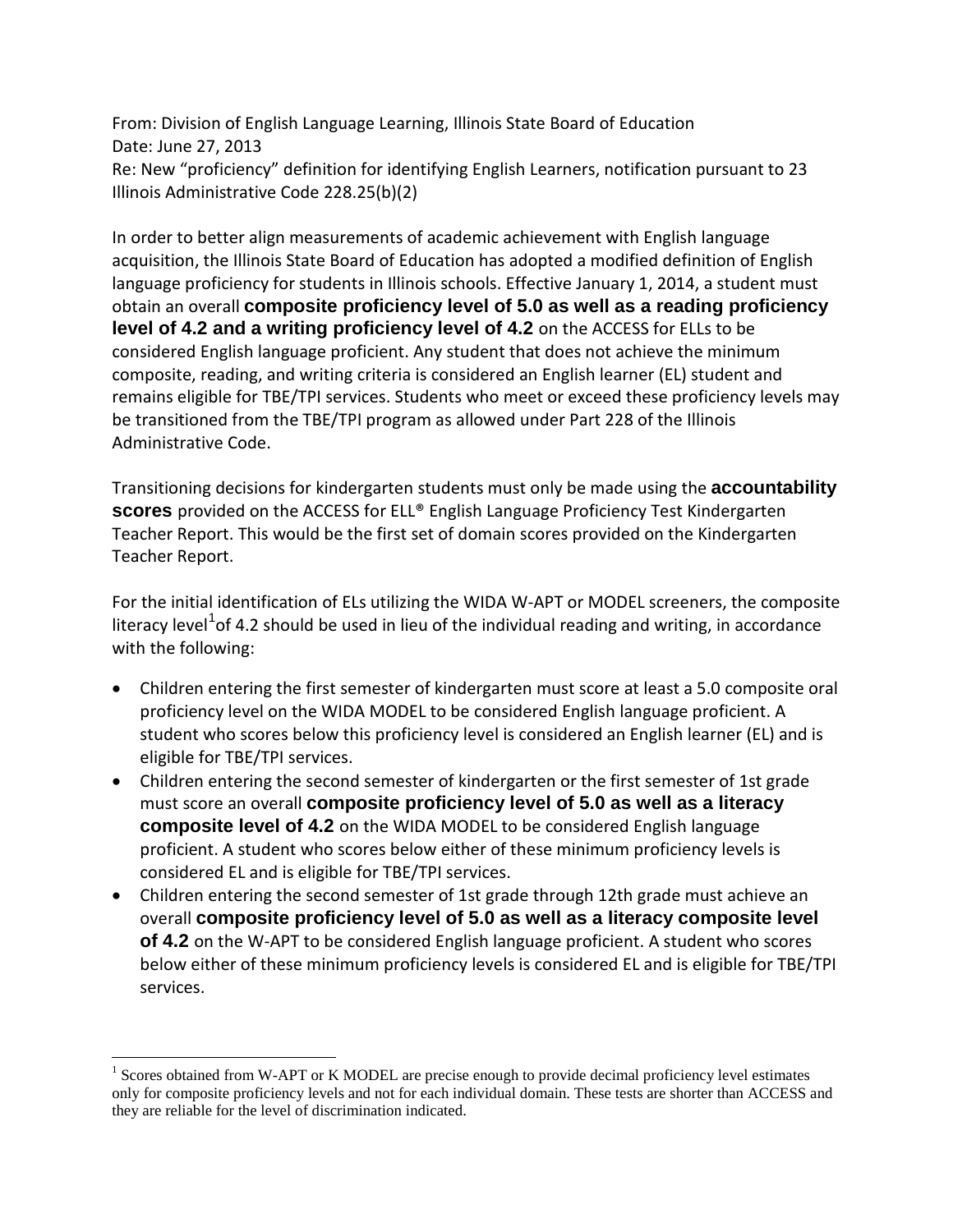From: Division of English Language Learning, Illinois State Board of Education
Date: June 27, 2013
Re: New "proficiency" definition for identifying English Learners, notification pursuant to 23 Illinois Administrative Code 228.25(b)(2)

In order to better align measurements of academic achievement with English language acquisition, the Illinois State Board of Education has adopted a modified definition of English language proficiency for students in Illinois schools. Effective January 1, 2014, a student must obtain an overall **composite proficiency level of 5.0 as well as a reading proficiency level of 4.2 and a writing proficiency level of 4.2** on the ACCESS for ELLs to be considered English language proficient. Any student that does not achieve the minimum composite, reading, and writing criteria is considered an English learner (EL) student and remains eligible for TBE/TPI services. Students who meet or exceed these proficiency levels may be transitioned from the TBE/TPI program as allowed under Part 228 of the Illinois Administrative Code.

Transitioning decisions for kindergarten students must only be made using the **accountability scores** provided on the ACCESS for ELL® English Language Proficiency Test Kindergarten Teacher Report. This would be the first set of domain scores provided on the Kindergarten Teacher Report.

For the initial identification of ELs utilizing the WIDA W-APT or MODEL screeners, the composite literacy level[1] of 4.2 should be used in lieu of the individual reading and writing, in accordance with the following:

- Children entering the first semester of kindergarten must score at least a 5.0 composite oral proficiency level on the WIDA MODEL to be considered English language proficient. A student who scores below this proficiency level is considered an English learner (EL) and is eligible for TBE/TPI services.
- Children entering the second semester of kindergarten or the first semester of 1st grade must score an overall **composite proficiency level of 5.0 as well as a literacy composite level of 4.2** on the WIDA MODEL to be considered English language proficient. A student who scores below either of these minimum proficiency levels is considered EL and is eligible for TBE/TPI services.
- Children entering the second semester of 1st grade through 12th grade must achieve an overall **composite proficiency level of 5.0 as well as a literacy composite level of 4.2** on the W-APT to be considered English language proficient. A student who scores below either of these minimum proficiency levels is considered EL and is eligible for TBE/TPI services.

[1] Scores obtained from W-APT or K MODEL are precise enough to provide decimal proficiency level estimates only for composite proficiency levels and not for each individual domain. These tests are shorter than ACCESS and they are reliable for the level of discrimination indicated.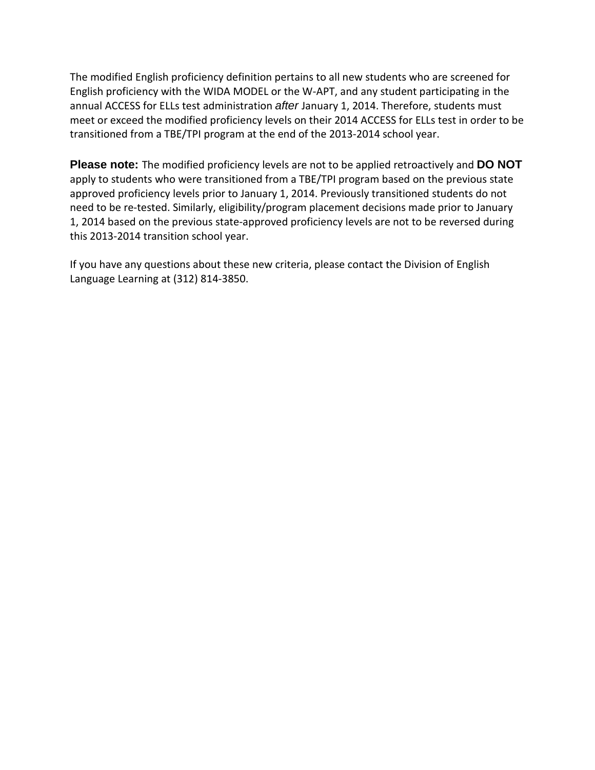The modified English proficiency definition pertains to all new students who are screened for English proficiency with the WIDA MODEL or the W-APT, and any student participating in the annual ACCESS for ELLs test administration *after* January 1, 2014. Therefore, students must meet or exceed the modified proficiency levels on their 2014 ACCESS for ELLs test in order to be transitioned from a TBE/TPI program at the end of the 2013-2014 school year.

**Please note:** The modified proficiency levels are not to be applied retroactively and **DO NOT** apply to students who were transitioned from a TBE/TPI program based on the previous state approved proficiency levels prior to January 1, 2014. Previously transitioned students do not need to be re-tested. Similarly, eligibility/program placement decisions made prior to January 1, 2014 based on the previous state-approved proficiency levels are not to be reversed during this 2013-2014 transition school year.

If you have any questions about these new criteria, please contact the Division of English Language Learning at (312) 814-3850.